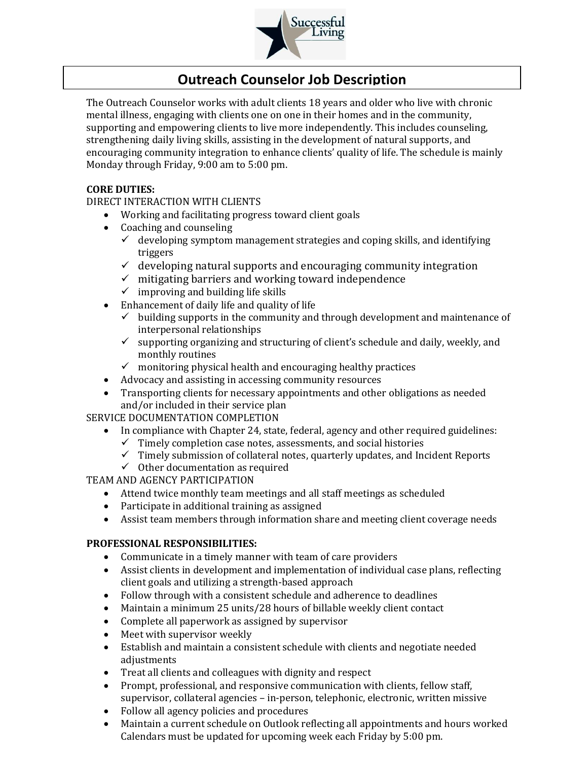Successful Living

# Outreach Counselor Job Description

The Outreach Counselor works with adult clients 18 years and older who live with chronic mental illness, engaging with clients one on one in their homes and in the community, supporting and empowering clients to live more independently. This includes counseling, strengthening daily living skills, assisting in the development of natural supports, and encouraging community integration to enhance clients' quality of life. The schedule is mainly Monday through Friday, 9:00 am to 5:00 pm.

**CORE DUTIES:**

DIRECT INTERACTION WITH CLIENTS

- Working and facilitating progress toward client goals
- Coaching and counseling
  - ✓ developing symptom management strategies and coping skills, and identifying triggers
  - ✓ developing natural supports and encouraging community integration
  - ✓ mitigating barriers and working toward independence
  - ✓ improving and building life skills
- Enhancement of daily life and quality of life
  - ✓ building supports in the community and through development and maintenance of interpersonal relationships
  - ✓ supporting organizing and structuring of client's schedule and daily, weekly, and monthly routines
  - ✓ monitoring physical health and encouraging healthy practices
- Advocacy and assisting in accessing community resources
- Transporting clients for necessary appointments and other obligations as needed and/or included in their service plan

SERVICE DOCUMENTATION COMPLETION

- In compliance with Chapter 24, state, federal, agency and other required guidelines:
  - ✓ Timely completion case notes, assessments, and social histories
  - ✓ Timely submission of collateral notes, quarterly updates, and Incident Reports
  - ✓ Other documentation as required

TEAM AND AGENCY PARTICIPATION

- Attend twice monthly team meetings and all staff meetings as scheduled
- Participate in additional training as assigned
- Assist team members through information share and meeting client coverage needs

**PROFESSIONAL RESPONSIBILITIES:**

- Communicate in a timely manner with team of care providers
- Assist clients in development and implementation of individual case plans, reflecting client goals and utilizing a strength-based approach
- Follow through with a consistent schedule and adherence to deadlines
- Maintain a minimum 25 units/28 hours of billable weekly client contact
- Complete all paperwork as assigned by supervisor
- Meet with supervisor weekly
- Establish and maintain a consistent schedule with clients and negotiate needed adjustments
- Treat all clients and colleagues with dignity and respect
- Prompt, professional, and responsive communication with clients, fellow staff, supervisor, collateral agencies – in-person, telephonic, electronic, written missive
- Follow all agency policies and procedures
- Maintain a current schedule on Outlook reflecting all appointments and hours worked Calendars must be updated for upcoming week each Friday by 5:00 pm.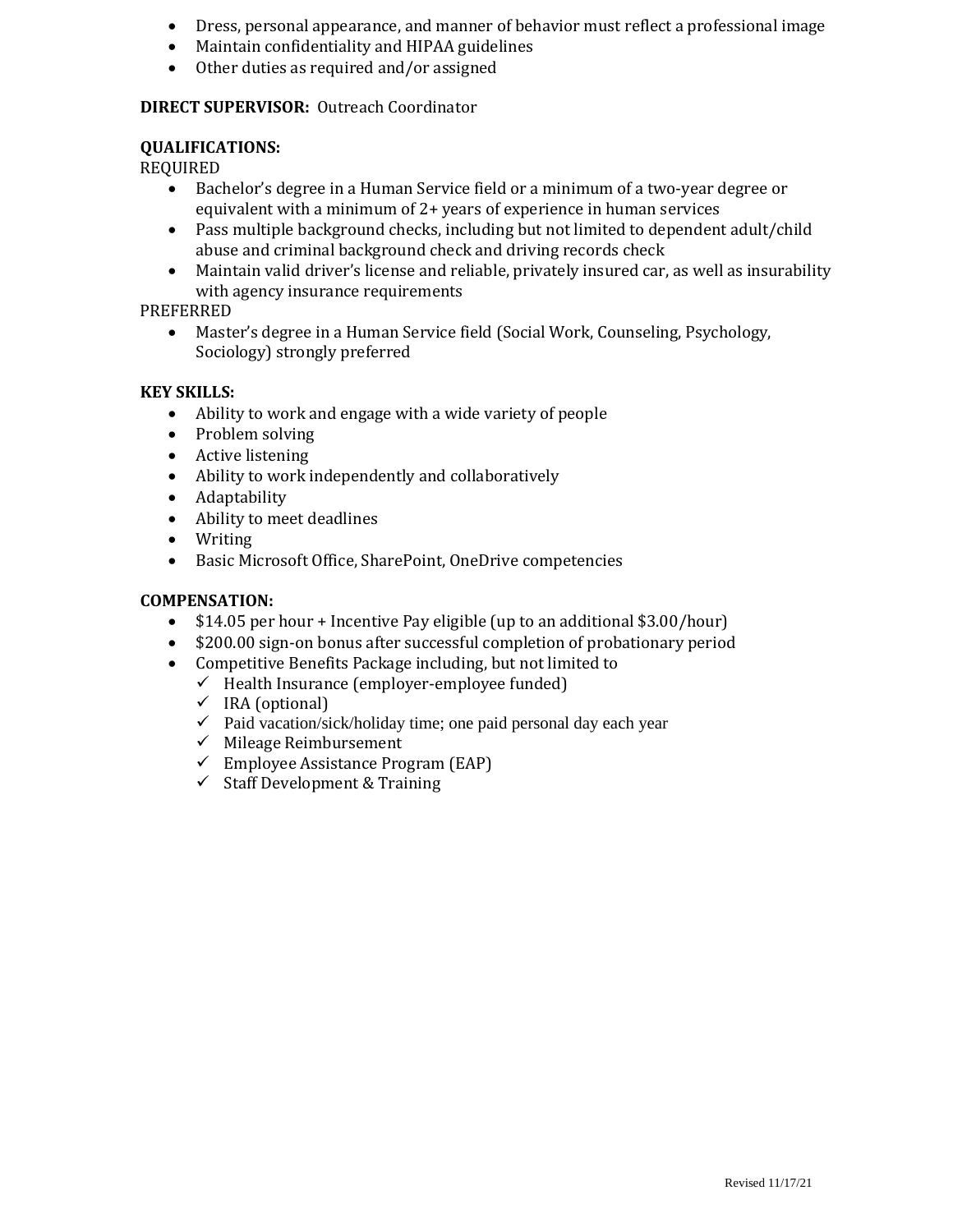- Dress, personal appearance, and manner of behavior must reflect a professional image
- Maintain confidentiality and HIPAA guidelines
- Other duties as required and/or assigned

**DIRECT SUPERVISOR:** Outreach Coordinator

**QUALIFICATIONS:**

REQUIRED

- Bachelor's degree in a Human Service field or a minimum of a two-year degree or equivalent with a minimum of 2+ years of experience in human services
- Pass multiple background checks, including but not limited to dependent adult/child abuse and criminal background check and driving records check
- Maintain valid driver's license and reliable, privately insured car, as well as insurability with agency insurance requirements

PREFERRED

- Master's degree in a Human Service field (Social Work, Counseling, Psychology, Sociology) strongly preferred

**KEY SKILLS:**

- Ability to work and engage with a wide variety of people
- Problem solving
- Active listening
- Ability to work independently and collaboratively
- Adaptability
- Ability to meet deadlines
- Writing
- Basic Microsoft Office, SharePoint, OneDrive competencies

**COMPENSATION:**

- $14.05 per hour + Incentive Pay eligible (up to an additional $3.00/hour)
- $200.00 sign-on bonus after successful completion of probationary period
- Competitive Benefits Package including, but not limited to
  - ✓ Health Insurance (employer-employee funded)
  - ✓ IRA (optional)
  - ✓ Paid vacation/sick/holiday time; one paid personal day each year
  - ✓ Mileage Reimbursement
  - ✓ Employee Assistance Program (EAP)
  - ✓ Staff Development & Training

Revised 11/17/21